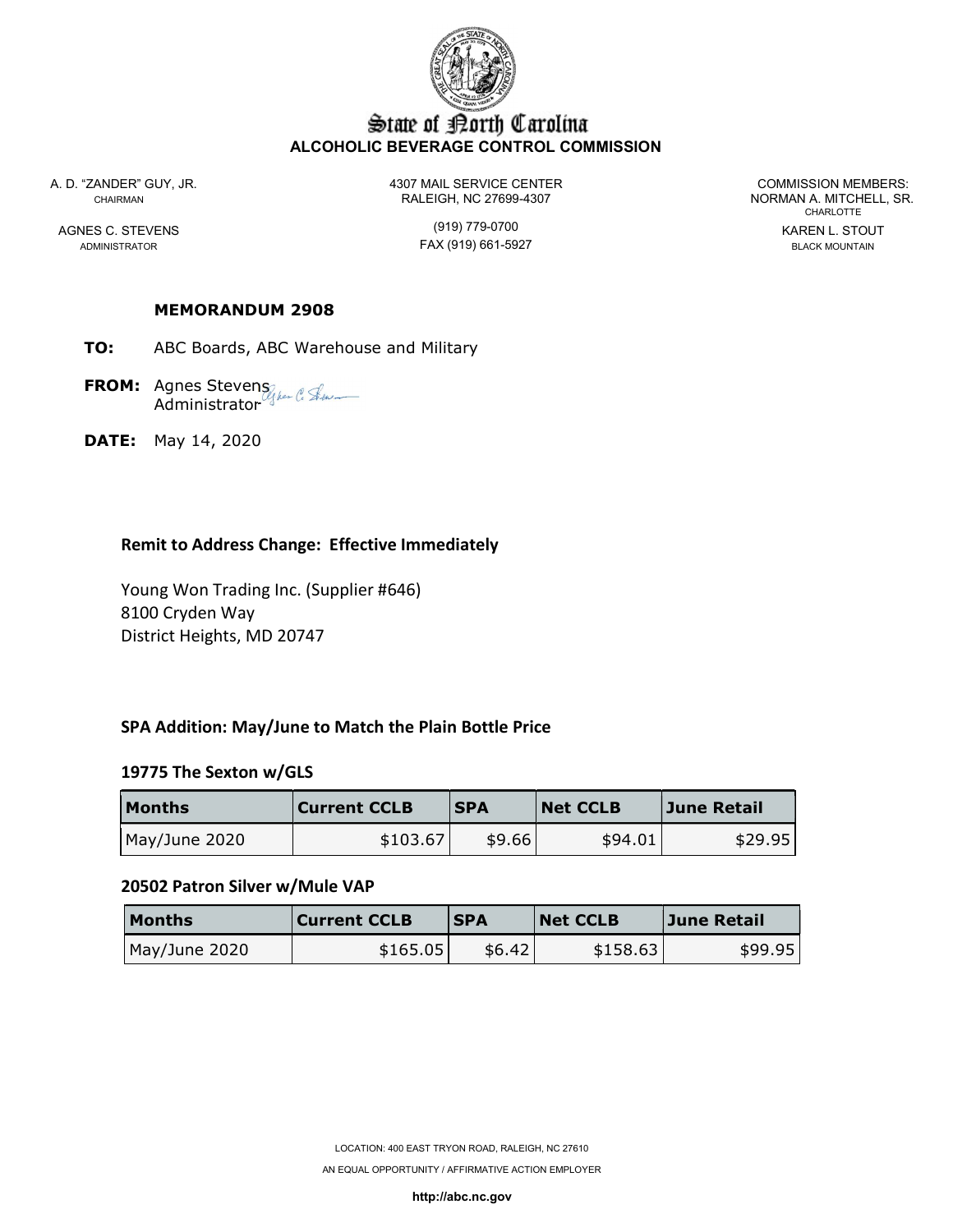# State of North Carolina
**ALCOHOLIC BEVERAGE CONTROL COMMISSION**

A. D. "ZANDER" GUY, JR.
CHAIRMAN

AGNES C. STEVENS
ADMINISTRATOR

4307 MAIL SERVICE CENTER
RALEIGH, NC 27699-4307

(919) 779-0700
FAX (919) 661-5927

COMMISSION MEMBERS:
NORMAN A. MITCHELL, SR.
CHARLOTTE

KAREN L. STOUT
BLACK MOUNTAIN

**MEMORANDUM 2908**

**TO:** ABC Boards, ABC Warehouse and Military

**FROM:** Agnes Stevens
Administrator

**DATE:** May 14, 2020

## Remit to Address Change: Effective Immediately

Young Won Trading Inc. (Supplier #646)
8100 Cryden Way
District Heights, MD 20747

## SPA Addition: May/June to Match the Plain Bottle Price

### 19775 The Sexton w/GLS

| Months | Current CCLB | SPA | Net CCLB | June Retail |
|---|---|---|---|---|
| May/June 2020 | $103.67 | $9.66 | $94.01 | $29.95 |

### 20502 Patron Silver w/Mule VAP

| Months | Current CCLB | SPA | Net CCLB | June Retail |
|---|---|---|---|---|
| May/June 2020 | $165.05 | $6.42 | $158.63 | $99.95 |

LOCATION: 400 EAST TRYON ROAD, RALEIGH, NC 27610
AN EQUAL OPPORTUNITY / AFFIRMATIVE ACTION EMPLOYER

http://abc.nc.gov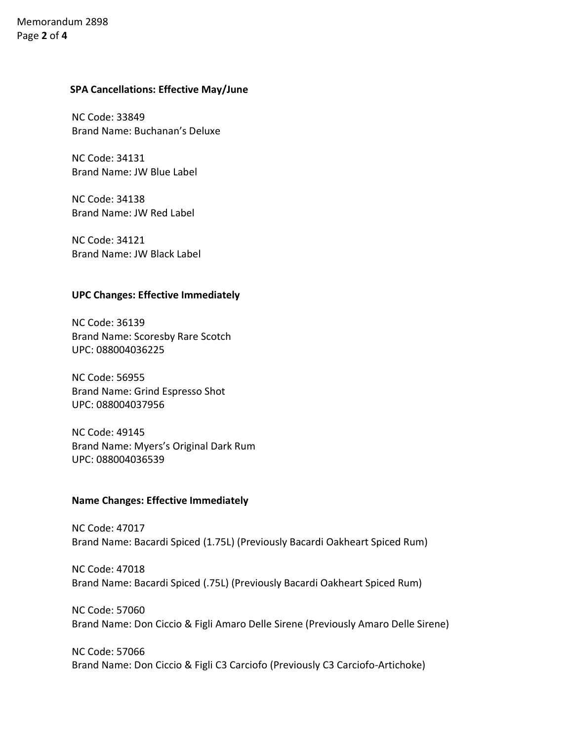**SPA Cancellations: Effective May/June**

NC Code: 33849
Brand Name: Buchanan's Deluxe

NC Code: 34131
Brand Name: JW Blue Label

NC Code: 34138
Brand Name: JW Red Label

NC Code: 34121
Brand Name: JW Black Label

**UPC Changes: Effective Immediately**

NC Code: 36139
Brand Name: Scoresby Rare Scotch
UPC: 088004036225

NC Code: 56955
Brand Name: Grind Espresso Shot
UPC: 088004037956

NC Code: 49145
Brand Name: Myers's Original Dark Rum
UPC: 088004036539

**Name Changes: Effective Immediately**

NC Code: 47017
Brand Name: Bacardi Spiced (1.75L) (Previously Bacardi Oakheart Spiced Rum)

NC Code: 47018
Brand Name: Bacardi Spiced (.75L) (Previously Bacardi Oakheart Spiced Rum)

NC Code: 57060
Brand Name: Don Ciccio & Figli Amaro Delle Sirene (Previously Amaro Delle Sirene)

NC Code: 57066
Brand Name: Don Ciccio & Figli C3 Carciofo (Previously C3 Carciofo-Artichoke)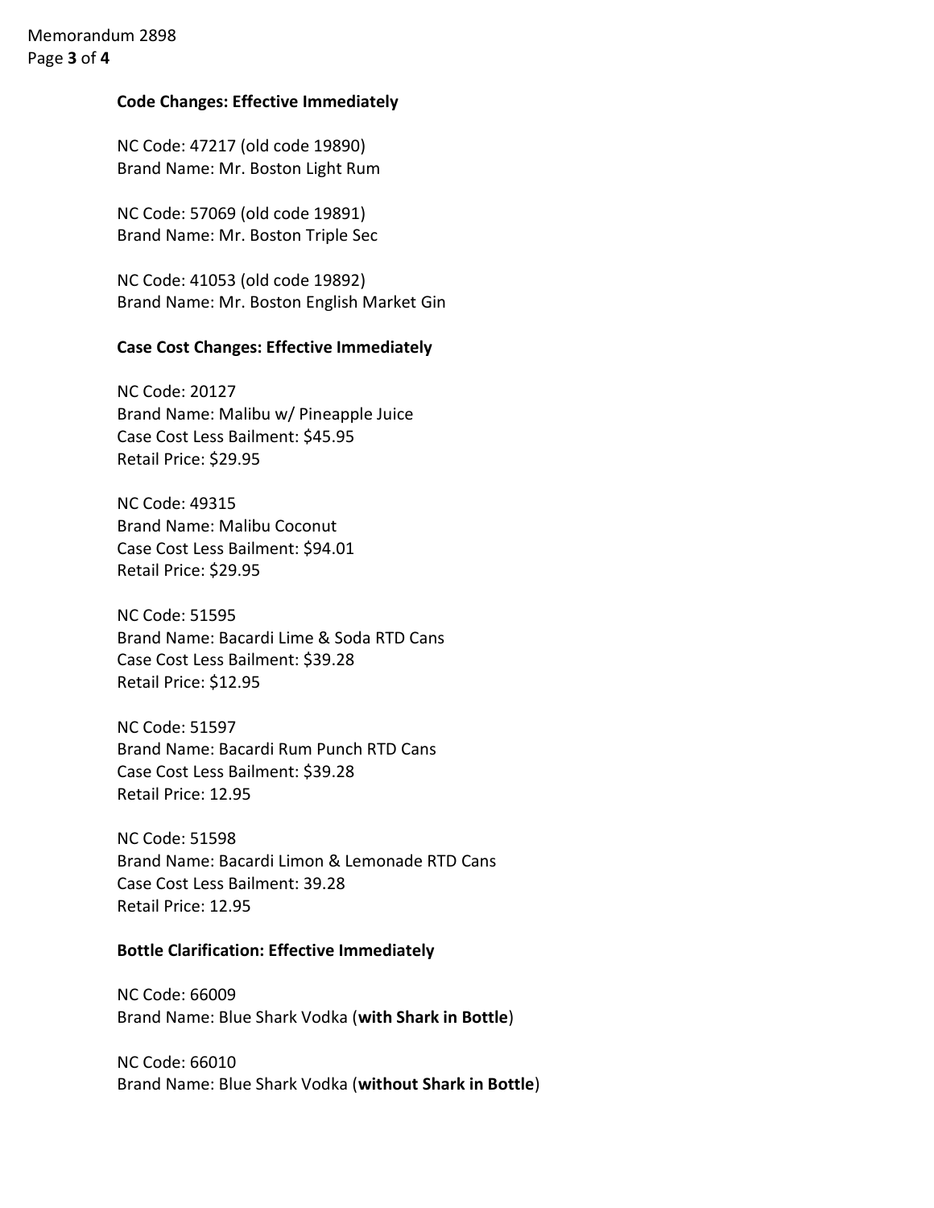**Code Changes: Effective Immediately**

NC Code: 47217 (old code 19890)
Brand Name: Mr. Boston Light Rum

NC Code: 57069 (old code 19891)
Brand Name: Mr. Boston Triple Sec

NC Code: 41053 (old code 19892)
Brand Name: Mr. Boston English Market Gin

**Case Cost Changes: Effective Immediately**

NC Code: 20127
Brand Name: Malibu w/ Pineapple Juice
Case Cost Less Bailment: $45.95
Retail Price: $29.95

NC Code: 49315
Brand Name: Malibu Coconut
Case Cost Less Bailment: $94.01
Retail Price: $29.95

NC Code: 51595
Brand Name: Bacardi Lime & Soda RTD Cans
Case Cost Less Bailment: $39.28
Retail Price: $12.95

NC Code: 51597
Brand Name: Bacardi Rum Punch RTD Cans
Case Cost Less Bailment: $39.28
Retail Price: 12.95

NC Code: 51598
Brand Name: Bacardi Limon & Lemonade RTD Cans
Case Cost Less Bailment: 39.28
Retail Price: 12.95

**Bottle Clarification: Effective Immediately**

NC Code: 66009
Brand Name: Blue Shark Vodka (**with Shark in Bottle**)

NC Code: 66010
Brand Name: Blue Shark Vodka (**without Shark in Bottle**)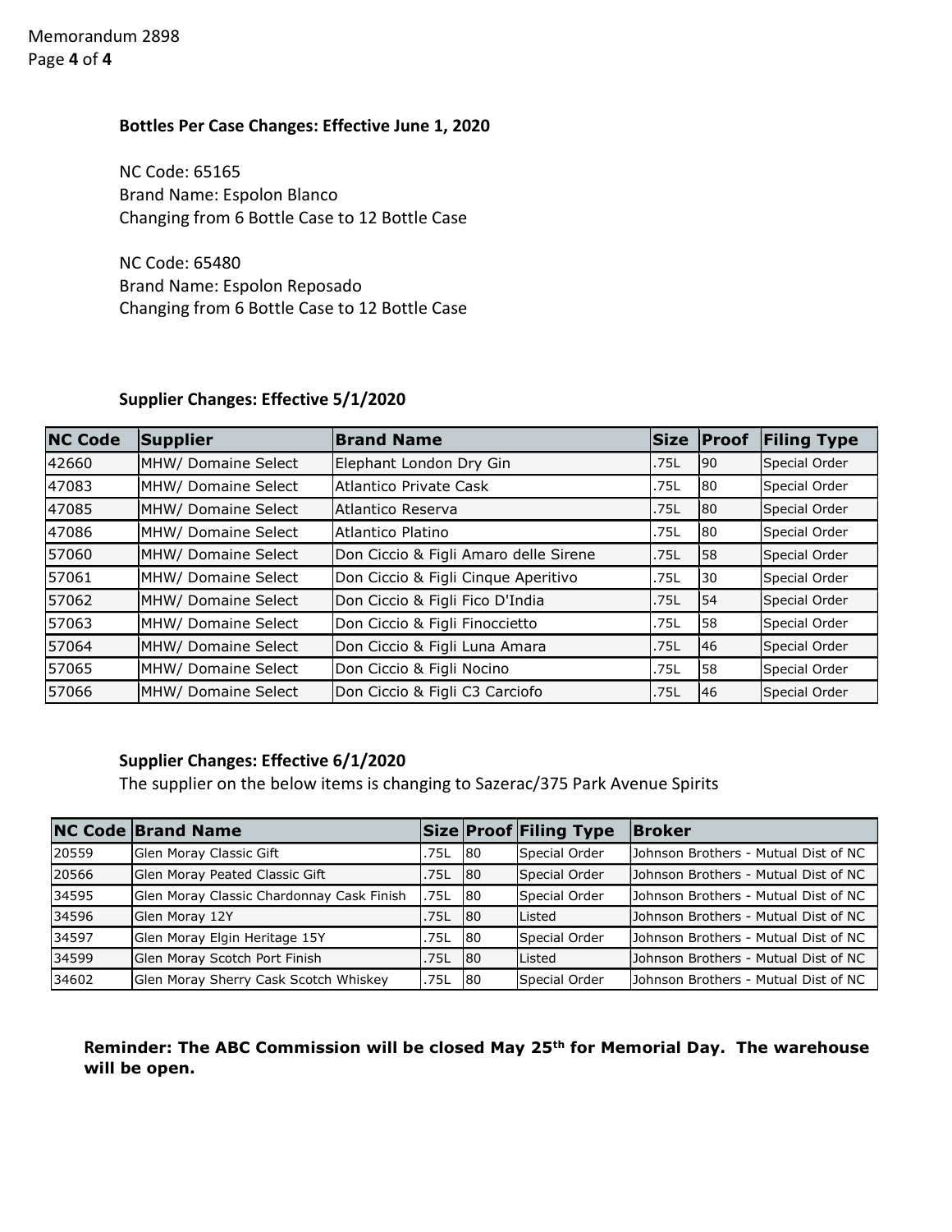**Bottles Per Case Changes: Effective June 1, 2020**

NC Code: 65165
Brand Name: Espolon Blanco
Changing from 6 Bottle Case to 12 Bottle Case

NC Code: 65480
Brand Name: Espolon Reposado
Changing from 6 Bottle Case to 12 Bottle Case

**Supplier Changes: Effective 5/1/2020**

| NC Code | Supplier | Brand Name | Size | Proof | Filing Type |
|---|---|---|---|---|---|
| 42660 | MHW/ Domaine Select | Elephant London Dry Gin | .75L | 90 | Special Order |
| 47083 | MHW/ Domaine Select | Atlantico Private Cask | .75L | 80 | Special Order |
| 47085 | MHW/ Domaine Select | Atlantico Reserva | .75L | 80 | Special Order |
| 47086 | MHW/ Domaine Select | Atlantico Platino | .75L | 80 | Special Order |
| 57060 | MHW/ Domaine Select | Don Ciccio & Figli Amaro delle Sirene | .75L | 58 | Special Order |
| 57061 | MHW/ Domaine Select | Don Ciccio & Figli Cinque Aperitivo | .75L | 30 | Special Order |
| 57062 | MHW/ Domaine Select | Don Ciccio & Figli Fico D'India | .75L | 54 | Special Order |
| 57063 | MHW/ Domaine Select | Don Ciccio & Figli Finoccietto | .75L | 58 | Special Order |
| 57064 | MHW/ Domaine Select | Don Ciccio & Figli Luna Amara | .75L | 46 | Special Order |
| 57065 | MHW/ Domaine Select | Don Ciccio & Figli Nocino | .75L | 58 | Special Order |
| 57066 | MHW/ Domaine Select | Don Ciccio & Figli C3 Carciofo | .75L | 46 | Special Order |

**Supplier Changes: Effective 6/1/2020**

The supplier on the below items is changing to Sazerac/375 Park Avenue Spirits

| NC Code | Brand Name | Size | Proof | Filing Type | Broker |
|---|---|---|---|---|---|
| 20559 | Glen Moray Classic Gift | .75L | 80 | Special Order | Johnson Brothers - Mutual Dist of NC |
| 20566 | Glen Moray Peated Classic Gift | .75L | 80 | Special Order | Johnson Brothers - Mutual Dist of NC |
| 34595 | Glen Moray Classic Chardonnay Cask Finish | .75L | 80 | Special Order | Johnson Brothers - Mutual Dist of NC |
| 34596 | Glen Moray 12Y | .75L | 80 | Listed | Johnson Brothers - Mutual Dist of NC |
| 34597 | Glen Moray Elgin Heritage 15Y | .75L | 80 | Special Order | Johnson Brothers - Mutual Dist of NC |
| 34599 | Glen Moray Scotch Port Finish | .75L | 80 | Listed | Johnson Brothers - Mutual Dist of NC |
| 34602 | Glen Moray Sherry Cask Scotch Whiskey | .75L | 80 | Special Order | Johnson Brothers - Mutual Dist of NC |

**Reminder: The ABC Commission will be closed May 25th for Memorial Day. The warehouse will be open.**